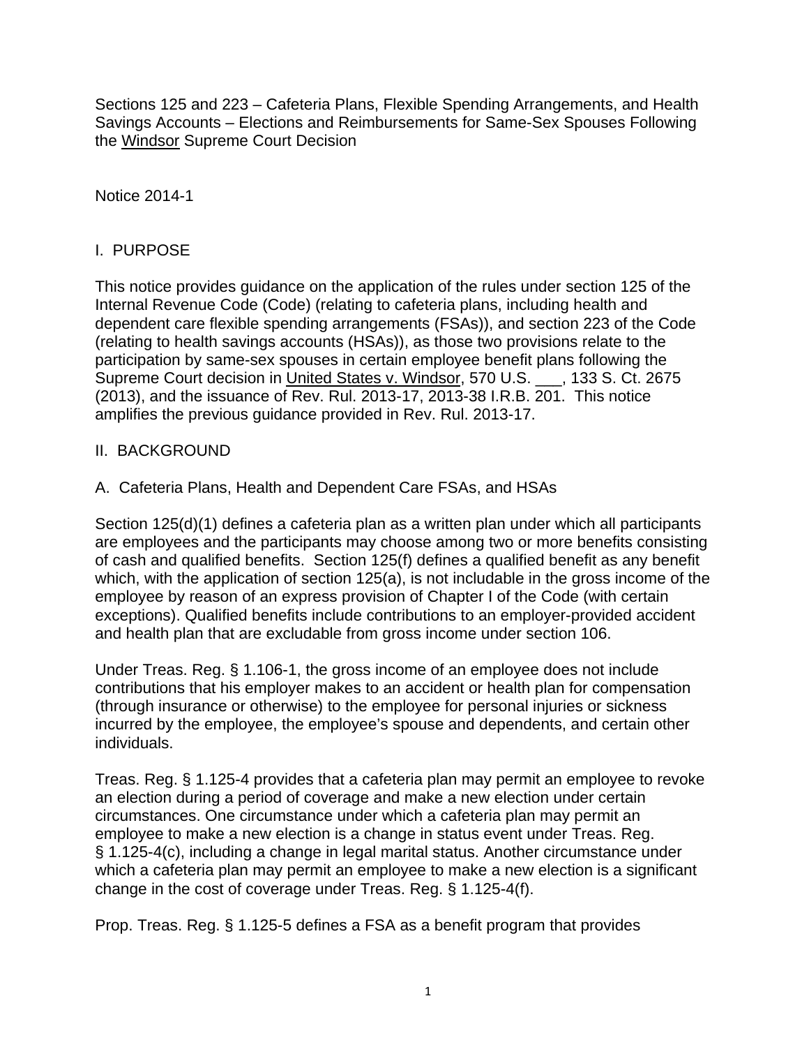Sections 125 and 223 – Cafeteria Plans, Flexible Spending Arrangements, and Health Savings Accounts – Elections and Reimbursements for Same-Sex Spouses Following the Windsor Supreme Court Decision

Notice 2014-1

## I. PURPOSE

This notice provides guidance on the application of the rules under section 125 of the Internal Revenue Code (Code) (relating to cafeteria plans, including health and dependent care flexible spending arrangements (FSAs)), and section 223 of the Code (relating to health savings accounts (HSAs)), as those two provisions relate to the participation by same-sex spouses in certain employee benefit plans following the Supreme Court decision in United States v. Windsor, 570 U.S. ___, 133 S. Ct. 2675 (2013), and the issuance of Rev. Rul. 2013-17, 2013-38 I.R.B. 201. This notice amplifies the previous guidance provided in Rev. Rul. 2013-17.

## II. BACKGROUND

### A. Cafeteria Plans, Health and Dependent Care FSAs, and HSAs

Section 125(d)(1) defines a cafeteria plan as a written plan under which all participants are employees and the participants may choose among two or more benefits consisting of cash and qualified benefits. Section 125(f) defines a qualified benefit as any benefit which, with the application of section 125(a), is not includable in the gross income of the employee by reason of an express provision of Chapter I of the Code (with certain exceptions). Qualified benefits include contributions to an employer-provided accident and health plan that are excludable from gross income under section 106.

Under Treas. Reg. § 1.106-1, the gross income of an employee does not include contributions that his employer makes to an accident or health plan for compensation (through insurance or otherwise) to the employee for personal injuries or sickness incurred by the employee, the employee's spouse and dependents, and certain other individuals.

Treas. Reg. § 1.125-4 provides that a cafeteria plan may permit an employee to revoke an election during a period of coverage and make a new election under certain circumstances. One circumstance under which a cafeteria plan may permit an employee to make a new election is a change in status event under Treas. Reg. § 1.125-4(c), including a change in legal marital status. Another circumstance under which a cafeteria plan may permit an employee to make a new election is a significant change in the cost of coverage under Treas. Reg. § 1.125-4(f).

Prop. Treas. Reg. § 1.125-5 defines a FSA as a benefit program that provides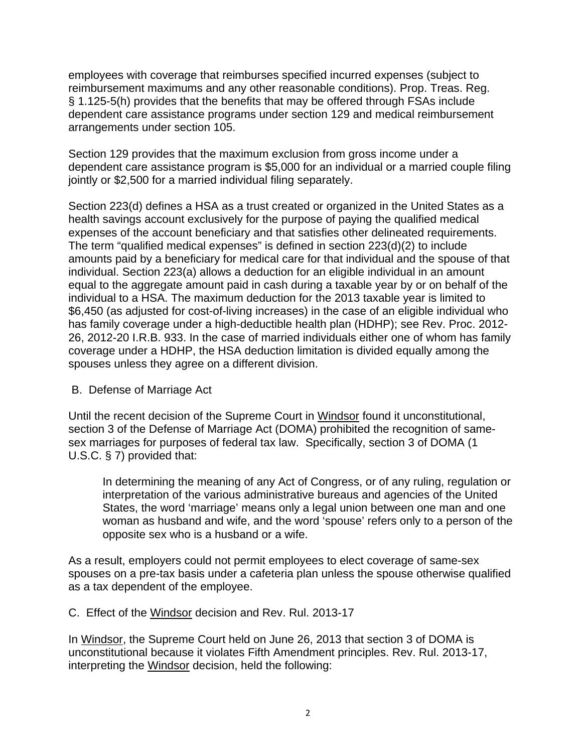employees with coverage that reimburses specified incurred expenses (subject to reimbursement maximums and any other reasonable conditions). Prop. Treas. Reg. § 1.125-5(h) provides that the benefits that may be offered through FSAs include dependent care assistance programs under section 129 and medical reimbursement arrangements under section 105.

Section 129 provides that the maximum exclusion from gross income under a dependent care assistance program is $5,000 for an individual or a married couple filing jointly or $2,500 for a married individual filing separately.

Section 223(d) defines a HSA as a trust created or organized in the United States as a health savings account exclusively for the purpose of paying the qualified medical expenses of the account beneficiary and that satisfies other delineated requirements. The term "qualified medical expenses" is defined in section 223(d)(2) to include amounts paid by a beneficiary for medical care for that individual and the spouse of that individual. Section 223(a) allows a deduction for an eligible individual in an amount equal to the aggregate amount paid in cash during a taxable year by or on behalf of the individual to a HSA. The maximum deduction for the 2013 taxable year is limited to $6,450 (as adjusted for cost-of-living increases) in the case of an eligible individual who has family coverage under a high-deductible health plan (HDHP); see Rev. Proc. 2012-26, 2012-20 I.R.B. 933. In the case of married individuals either one of whom has family coverage under a HDHP, the HSA deduction limitation is divided equally among the spouses unless they agree on a different division.

B. Defense of Marriage Act

Until the recent decision of the Supreme Court in Windsor found it unconstitutional, section 3 of the Defense of Marriage Act (DOMA) prohibited the recognition of same-sex marriages for purposes of federal tax law. Specifically, section 3 of DOMA (1 U.S.C. § 7) provided that:

> In determining the meaning of any Act of Congress, or of any ruling, regulation or interpretation of the various administrative bureaus and agencies of the United States, the word 'marriage' means only a legal union between one man and one woman as husband and wife, and the word 'spouse' refers only to a person of the opposite sex who is a husband or a wife.

As a result, employers could not permit employees to elect coverage of same-sex spouses on a pre-tax basis under a cafeteria plan unless the spouse otherwise qualified as a tax dependent of the employee.

C. Effect of the Windsor decision and Rev. Rul. 2013-17

In Windsor, the Supreme Court held on June 26, 2013 that section 3 of DOMA is unconstitutional because it violates Fifth Amendment principles. Rev. Rul. 2013-17, interpreting the Windsor decision, held the following: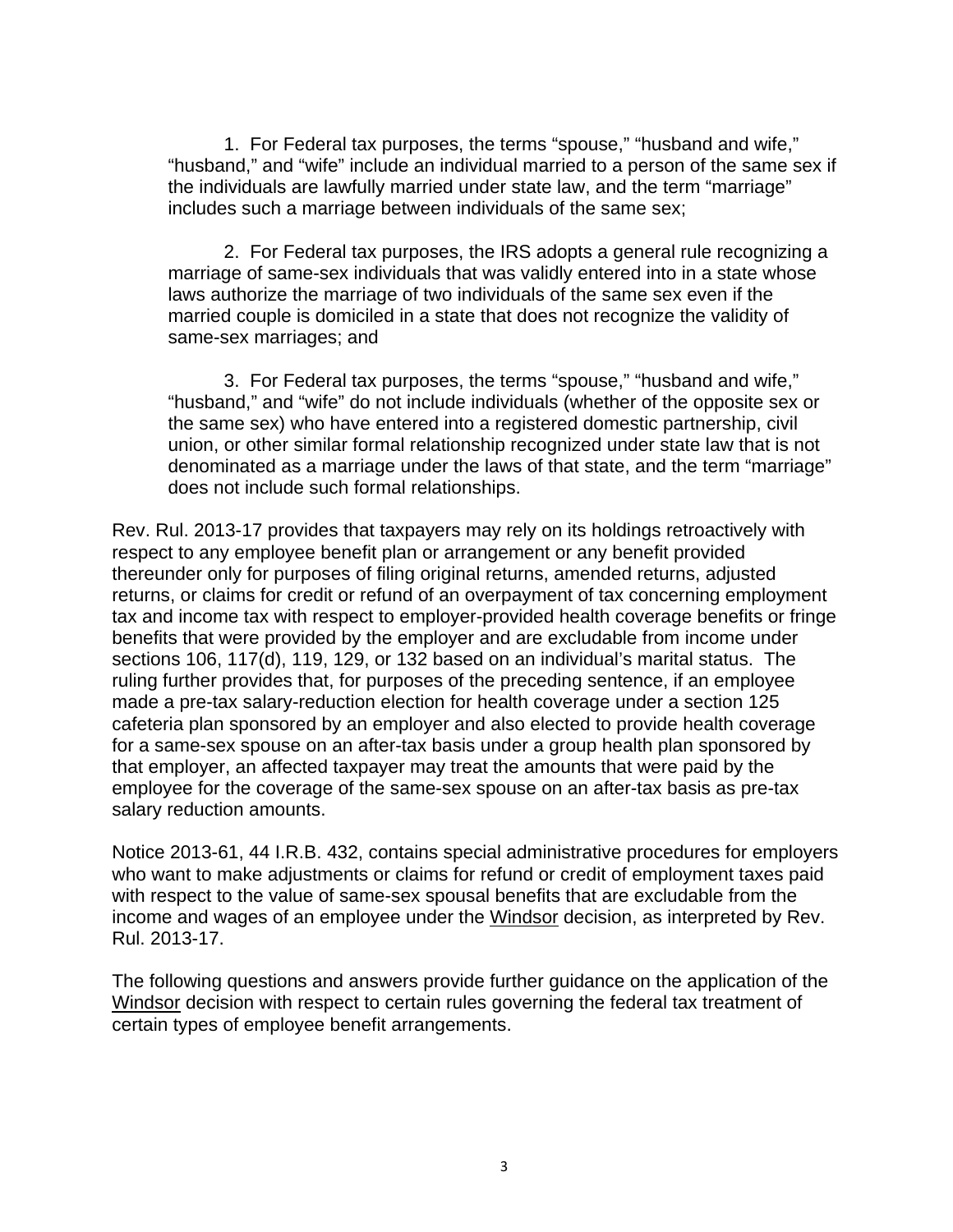1. For Federal tax purposes, the terms “spouse,” “husband and wife,” “husband,” and “wife” include an individual married to a person of the same sex if the individuals are lawfully married under state law, and the term “marriage” includes such a marriage between individuals of the same sex;

2. For Federal tax purposes, the IRS adopts a general rule recognizing a marriage of same-sex individuals that was validly entered into in a state whose laws authorize the marriage of two individuals of the same sex even if the married couple is domiciled in a state that does not recognize the validity of same-sex marriages; and

3. For Federal tax purposes, the terms “spouse,” “husband and wife,” “husband,” and “wife” do not include individuals (whether of the opposite sex or the same sex) who have entered into a registered domestic partnership, civil union, or other similar formal relationship recognized under state law that is not denominated as a marriage under the laws of that state, and the term “marriage” does not include such formal relationships.

Rev. Rul. 2013-17 provides that taxpayers may rely on its holdings retroactively with respect to any employee benefit plan or arrangement or any benefit provided thereunder only for purposes of filing original returns, amended returns, adjusted returns, or claims for credit or refund of an overpayment of tax concerning employment tax and income tax with respect to employer-provided health coverage benefits or fringe benefits that were provided by the employer and are excludable from income under sections 106, 117(d), 119, 129, or 132 based on an individual’s marital status. The ruling further provides that, for purposes of the preceding sentence, if an employee made a pre-tax salary-reduction election for health coverage under a section 125 cafeteria plan sponsored by an employer and also elected to provide health coverage for a same-sex spouse on an after-tax basis under a group health plan sponsored by that employer, an affected taxpayer may treat the amounts that were paid by the employee for the coverage of the same-sex spouse on an after-tax basis as pre-tax salary reduction amounts.

Notice 2013-61, 44 I.R.B. 432, contains special administrative procedures for employers who want to make adjustments or claims for refund or credit of employment taxes paid with respect to the value of same-sex spousal benefits that are excludable from the income and wages of an employee under the Windsor decision, as interpreted by Rev. Rul. 2013-17.

The following questions and answers provide further guidance on the application of the Windsor decision with respect to certain rules governing the federal tax treatment of certain types of employee benefit arrangements.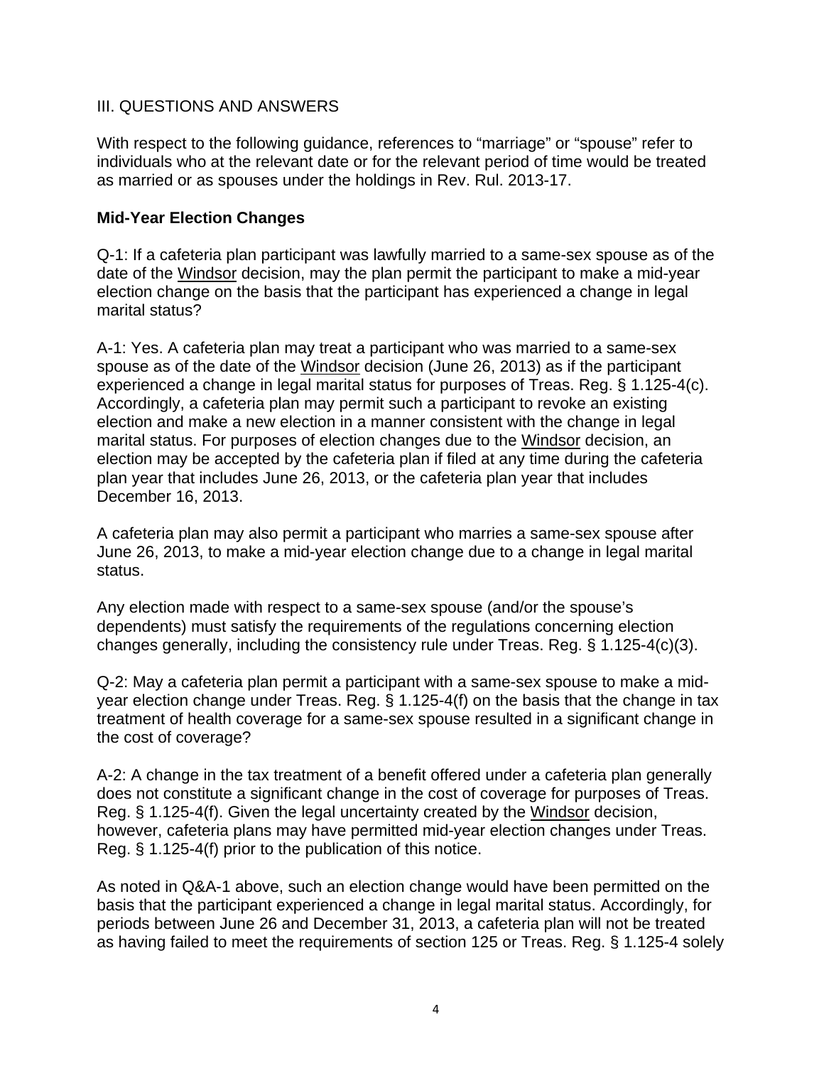## III. QUESTIONS AND ANSWERS

With respect to the following guidance, references to "marriage" or "spouse" refer to individuals who at the relevant date or for the relevant period of time would be treated as married or as spouses under the holdings in Rev. Rul. 2013-17.

### Mid-Year Election Changes

Q-1: If a cafeteria plan participant was lawfully married to a same-sex spouse as of the date of the Windsor decision, may the plan permit the participant to make a mid-year election change on the basis that the participant has experienced a change in legal marital status?

A-1: Yes. A cafeteria plan may treat a participant who was married to a same-sex spouse as of the date of the Windsor decision (June 26, 2013) as if the participant experienced a change in legal marital status for purposes of Treas. Reg. § 1.125-4(c). Accordingly, a cafeteria plan may permit such a participant to revoke an existing election and make a new election in a manner consistent with the change in legal marital status. For purposes of election changes due to the Windsor decision, an election may be accepted by the cafeteria plan if filed at any time during the cafeteria plan year that includes June 26, 2013, or the cafeteria plan year that includes December 16, 2013.

A cafeteria plan may also permit a participant who marries a same-sex spouse after June 26, 2013, to make a mid-year election change due to a change in legal marital status.

Any election made with respect to a same-sex spouse (and/or the spouse's dependents) must satisfy the requirements of the regulations concerning election changes generally, including the consistency rule under Treas. Reg. § 1.125-4(c)(3).

Q-2: May a cafeteria plan permit a participant with a same-sex spouse to make a mid-year election change under Treas. Reg. § 1.125-4(f) on the basis that the change in tax treatment of health coverage for a same-sex spouse resulted in a significant change in the cost of coverage?

A-2: A change in the tax treatment of a benefit offered under a cafeteria plan generally does not constitute a significant change in the cost of coverage for purposes of Treas. Reg. § 1.125-4(f). Given the legal uncertainty created by the Windsor decision, however, cafeteria plans may have permitted mid-year election changes under Treas. Reg. § 1.125-4(f) prior to the publication of this notice.

As noted in Q&A-1 above, such an election change would have been permitted on the basis that the participant experienced a change in legal marital status. Accordingly, for periods between June 26 and December 31, 2013, a cafeteria plan will not be treated as having failed to meet the requirements of section 125 or Treas. Reg. § 1.125-4 solely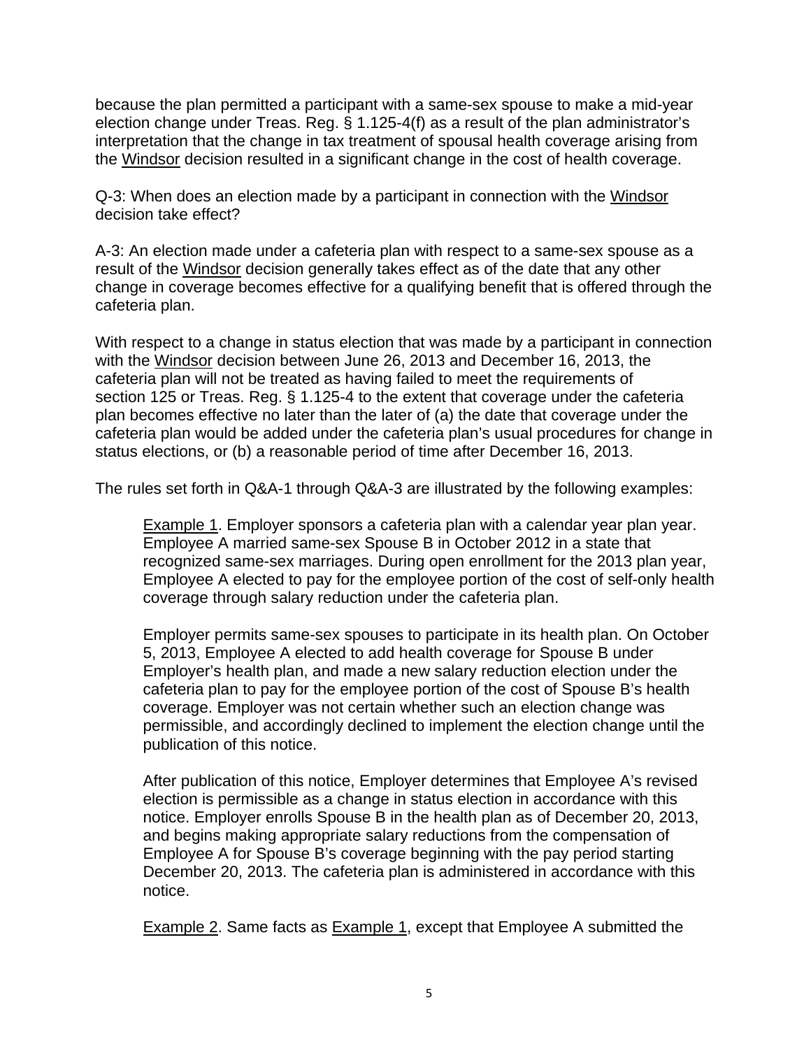because the plan permitted a participant with a same-sex spouse to make a mid-year election change under Treas. Reg. § 1.125-4(f) as a result of the plan administrator's interpretation that the change in tax treatment of spousal health coverage arising from the Windsor decision resulted in a significant change in the cost of health coverage.

Q-3: When does an election made by a participant in connection with the Windsor decision take effect?

A-3: An election made under a cafeteria plan with respect to a same-sex spouse as a result of the Windsor decision generally takes effect as of the date that any other change in coverage becomes effective for a qualifying benefit that is offered through the cafeteria plan.

With respect to a change in status election that was made by a participant in connection with the Windsor decision between June 26, 2013 and December 16, 2013, the cafeteria plan will not be treated as having failed to meet the requirements of section 125 or Treas. Reg. § 1.125-4 to the extent that coverage under the cafeteria plan becomes effective no later than the later of (a) the date that coverage under the cafeteria plan would be added under the cafeteria plan's usual procedures for change in status elections, or (b) a reasonable period of time after December 16, 2013.

The rules set forth in Q&A-1 through Q&A-3 are illustrated by the following examples:

> Example 1. Employer sponsors a cafeteria plan with a calendar year plan year. Employee A married same-sex Spouse B in October 2012 in a state that recognized same-sex marriages. During open enrollment for the 2013 plan year, Employee A elected to pay for the employee portion of the cost of self-only health coverage through salary reduction under the cafeteria plan.
>
> Employer permits same-sex spouses to participate in its health plan. On October 5, 2013, Employee A elected to add health coverage for Spouse B under Employer's health plan, and made a new salary reduction election under the cafeteria plan to pay for the employee portion of the cost of Spouse B's health coverage. Employer was not certain whether such an election change was permissible, and accordingly declined to implement the election change until the publication of this notice.
>
> After publication of this notice, Employer determines that Employee A's revised election is permissible as a change in status election in accordance with this notice. Employer enrolls Spouse B in the health plan as of December 20, 2013, and begins making appropriate salary reductions from the compensation of Employee A for Spouse B's coverage beginning with the pay period starting December 20, 2013. The cafeteria plan is administered in accordance with this notice.
>
> Example 2. Same facts as Example 1, except that Employee A submitted the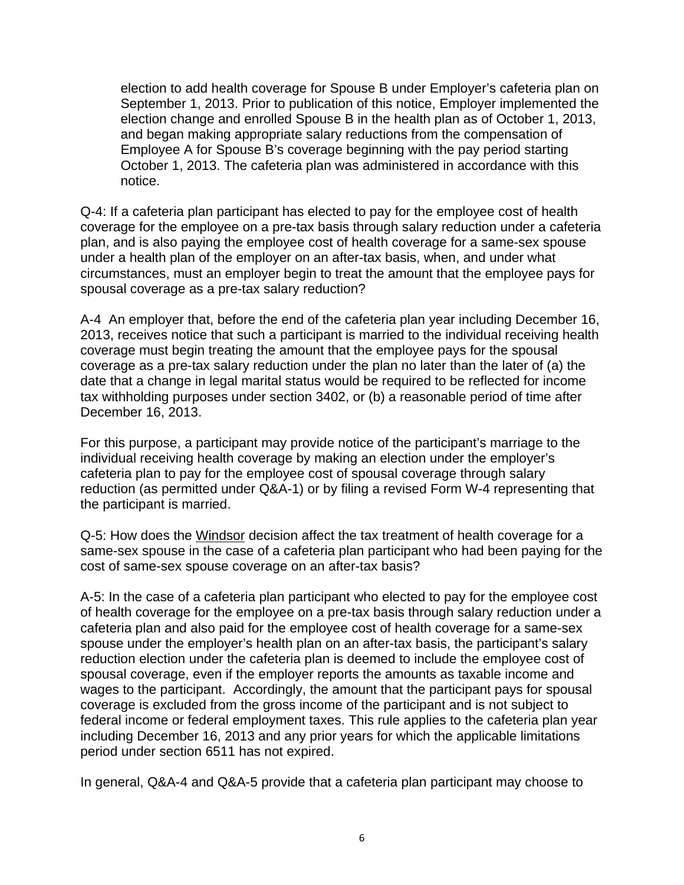election to add health coverage for Spouse B under Employer's cafeteria plan on September 1, 2013. Prior to publication of this notice, Employer implemented the election change and enrolled Spouse B in the health plan as of October 1, 2013, and began making appropriate salary reductions from the compensation of Employee A for Spouse B's coverage beginning with the pay period starting October 1, 2013. The cafeteria plan was administered in accordance with this notice.

Q-4: If a cafeteria plan participant has elected to pay for the employee cost of health coverage for the employee on a pre-tax basis through salary reduction under a cafeteria plan, and is also paying the employee cost of health coverage for a same-sex spouse under a health plan of the employer on an after-tax basis, when, and under what circumstances, must an employer begin to treat the amount that the employee pays for spousal coverage as a pre-tax salary reduction?

A-4 An employer that, before the end of the cafeteria plan year including December 16, 2013, receives notice that such a participant is married to the individual receiving health coverage must begin treating the amount that the employee pays for the spousal coverage as a pre-tax salary reduction under the plan no later than the later of (a) the date that a change in legal marital status would be required to be reflected for income tax withholding purposes under section 3402, or (b) a reasonable period of time after December 16, 2013.

For this purpose, a participant may provide notice of the participant's marriage to the individual receiving health coverage by making an election under the employer's cafeteria plan to pay for the employee cost of spousal coverage through salary reduction (as permitted under Q&A-1) or by filing a revised Form W-4 representing that the participant is married.

Q-5: How does the Windsor decision affect the tax treatment of health coverage for a same-sex spouse in the case of a cafeteria plan participant who had been paying for the cost of same-sex spouse coverage on an after-tax basis?

A-5: In the case of a cafeteria plan participant who elected to pay for the employee cost of health coverage for the employee on a pre-tax basis through salary reduction under a cafeteria plan and also paid for the employee cost of health coverage for a same-sex spouse under the employer's health plan on an after-tax basis, the participant's salary reduction election under the cafeteria plan is deemed to include the employee cost of spousal coverage, even if the employer reports the amounts as taxable income and wages to the participant. Accordingly, the amount that the participant pays for spousal coverage is excluded from the gross income of the participant and is not subject to federal income or federal employment taxes. This rule applies to the cafeteria plan year including December 16, 2013 and any prior years for which the applicable limitations period under section 6511 has not expired.

In general, Q&A-4 and Q&A-5 provide that a cafeteria plan participant may choose to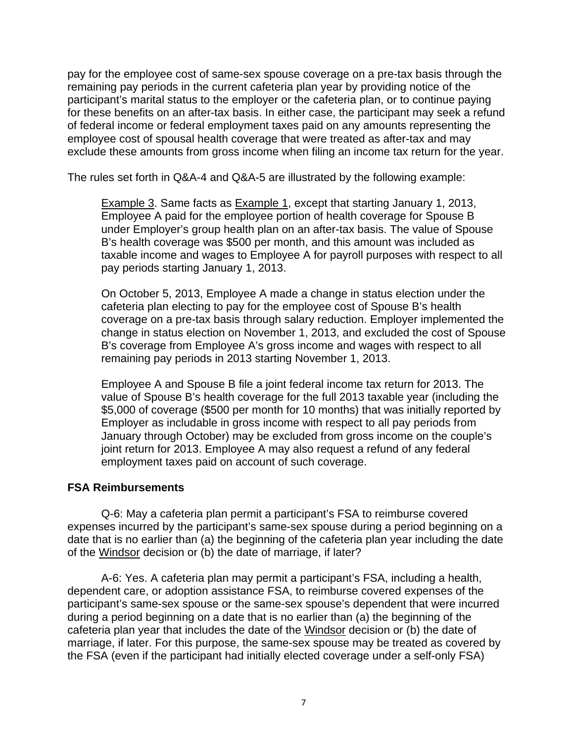pay for the employee cost of same-sex spouse coverage on a pre-tax basis through the remaining pay periods in the current cafeteria plan year by providing notice of the participant's marital status to the employer or the cafeteria plan, or to continue paying for these benefits on an after-tax basis. In either case, the participant may seek a refund of federal income or federal employment taxes paid on any amounts representing the employee cost of spousal health coverage that were treated as after-tax and may exclude these amounts from gross income when filing an income tax return for the year.

The rules set forth in Q&A-4 and Q&A-5 are illustrated by the following example:

> Example 3. Same facts as Example 1, except that starting January 1, 2013, Employee A paid for the employee portion of health coverage for Spouse B under Employer's group health plan on an after-tax basis. The value of Spouse B's health coverage was $500 per month, and this amount was included as taxable income and wages to Employee A for payroll purposes with respect to all pay periods starting January 1, 2013.
>
> On October 5, 2013, Employee A made a change in status election under the cafeteria plan electing to pay for the employee cost of Spouse B's health coverage on a pre-tax basis through salary reduction. Employer implemented the change in status election on November 1, 2013, and excluded the cost of Spouse B's coverage from Employee A's gross income and wages with respect to all remaining pay periods in 2013 starting November 1, 2013.
>
> Employee A and Spouse B file a joint federal income tax return for 2013. The value of Spouse B's health coverage for the full 2013 taxable year (including the $5,000 of coverage ($500 per month for 10 months) that was initially reported by Employer as includable in gross income with respect to all pay periods from January through October) may be excluded from gross income on the couple's joint return for 2013. Employee A may also request a refund of any federal employment taxes paid on account of such coverage.

**FSA Reimbursements**

Q-6: May a cafeteria plan permit a participant's FSA to reimburse covered expenses incurred by the participant's same-sex spouse during a period beginning on a date that is no earlier than (a) the beginning of the cafeteria plan year including the date of the Windsor decision or (b) the date of marriage, if later?

A-6: Yes. A cafeteria plan may permit a participant's FSA, including a health, dependent care, or adoption assistance FSA, to reimburse covered expenses of the participant's same-sex spouse or the same-sex spouse's dependent that were incurred during a period beginning on a date that is no earlier than (a) the beginning of the cafeteria plan year that includes the date of the Windsor decision or (b) the date of marriage, if later. For this purpose, the same-sex spouse may be treated as covered by the FSA (even if the participant had initially elected coverage under a self-only FSA)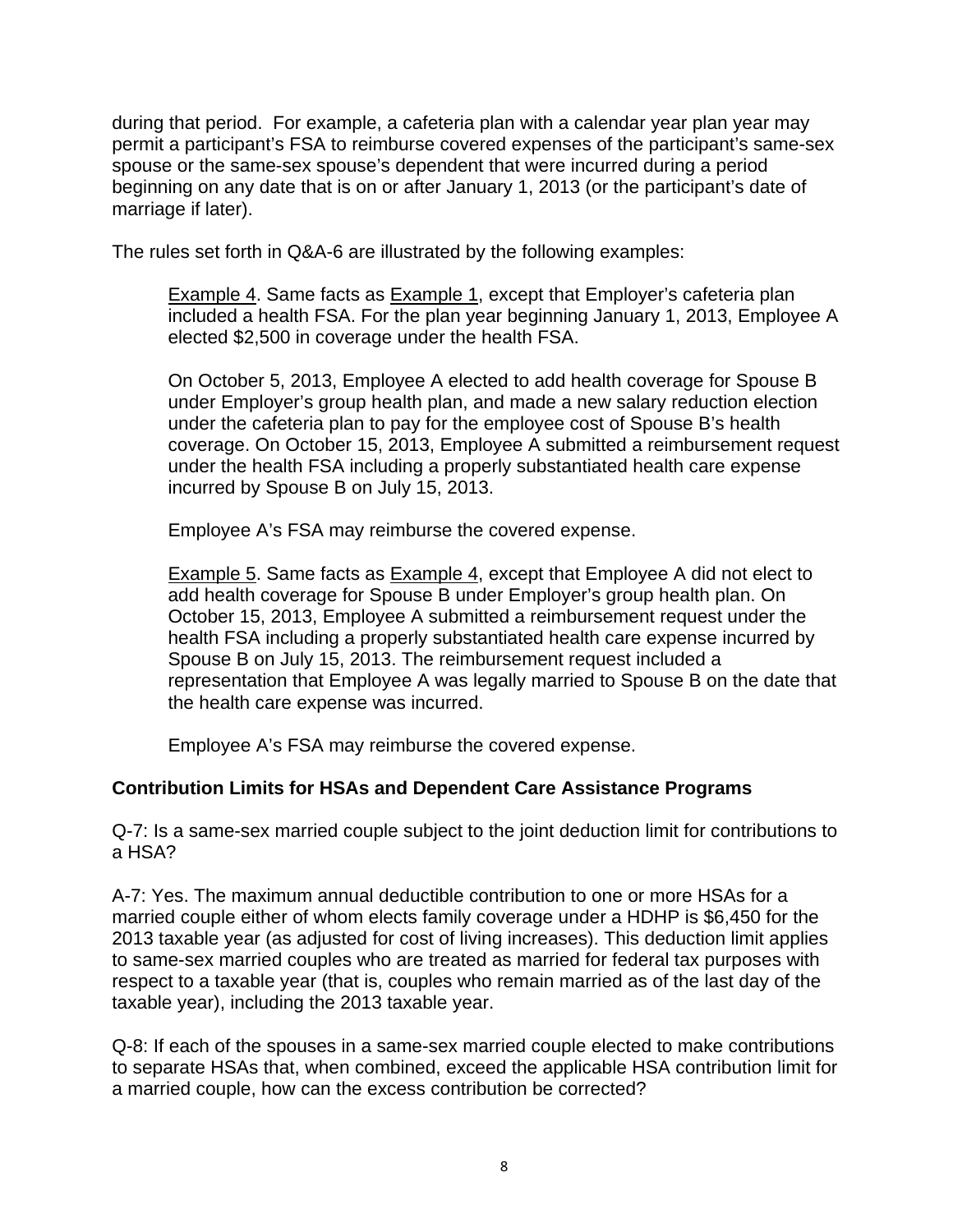during that period. For example, a cafeteria plan with a calendar year plan year may permit a participant's FSA to reimburse covered expenses of the participant's same-sex spouse or the same-sex spouse's dependent that were incurred during a period beginning on any date that is on or after January 1, 2013 (or the participant's date of marriage if later).

The rules set forth in Q&A-6 are illustrated by the following examples:

> Example 4. Same facts as Example 1, except that Employer's cafeteria plan included a health FSA. For the plan year beginning January 1, 2013, Employee A elected $2,500 in coverage under the health FSA.
>
> On October 5, 2013, Employee A elected to add health coverage for Spouse B under Employer's group health plan, and made a new salary reduction election under the cafeteria plan to pay for the employee cost of Spouse B's health coverage. On October 15, 2013, Employee A submitted a reimbursement request under the health FSA including a properly substantiated health care expense incurred by Spouse B on July 15, 2013.
>
> Employee A's FSA may reimburse the covered expense.
>
> Example 5. Same facts as Example 4, except that Employee A did not elect to add health coverage for Spouse B under Employer's group health plan. On October 15, 2013, Employee A submitted a reimbursement request under the health FSA including a properly substantiated health care expense incurred by Spouse B on July 15, 2013. The reimbursement request included a representation that Employee A was legally married to Spouse B on the date that the health care expense was incurred.
>
> Employee A's FSA may reimburse the covered expense.

**Contribution Limits for HSAs and Dependent Care Assistance Programs**

Q-7: Is a same-sex married couple subject to the joint deduction limit for contributions to a HSA?

A-7: Yes. The maximum annual deductible contribution to one or more HSAs for a married couple either of whom elects family coverage under a HDHP is $6,450 for the 2013 taxable year (as adjusted for cost of living increases). This deduction limit applies to same-sex married couples who are treated as married for federal tax purposes with respect to a taxable year (that is, couples who remain married as of the last day of the taxable year), including the 2013 taxable year.

Q-8: If each of the spouses in a same-sex married couple elected to make contributions to separate HSAs that, when combined, exceed the applicable HSA contribution limit for a married couple, how can the excess contribution be corrected?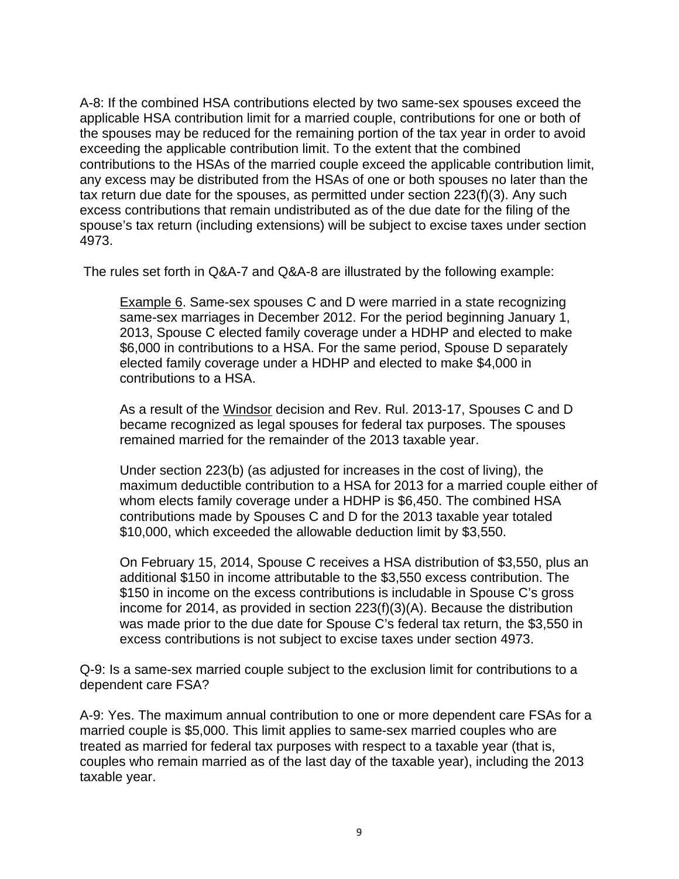A-8: If the combined HSA contributions elected by two same-sex spouses exceed the applicable HSA contribution limit for a married couple, contributions for one or both of the spouses may be reduced for the remaining portion of the tax year in order to avoid exceeding the applicable contribution limit. To the extent that the combined contributions to the HSAs of the married couple exceed the applicable contribution limit, any excess may be distributed from the HSAs of one or both spouses no later than the tax return due date for the spouses, as permitted under section 223(f)(3). Any such excess contributions that remain undistributed as of the due date for the filing of the spouse's tax return (including extensions) will be subject to excise taxes under section 4973.

The rules set forth in Q&A-7 and Q&A-8 are illustrated by the following example:

> Example 6. Same-sex spouses C and D were married in a state recognizing same-sex marriages in December 2012. For the period beginning January 1, 2013, Spouse C elected family coverage under a HDHP and elected to make $6,000 in contributions to a HSA. For the same period, Spouse D separately elected family coverage under a HDHP and elected to make $4,000 in contributions to a HSA.
>
> As a result of the *Windsor* decision and Rev. Rul. 2013-17, Spouses C and D became recognized as legal spouses for federal tax purposes. The spouses remained married for the remainder of the 2013 taxable year.
>
> Under section 223(b) (as adjusted for increases in the cost of living), the maximum deductible contribution to a HSA for 2013 for a married couple either of whom elects family coverage under a HDHP is $6,450. The combined HSA contributions made by Spouses C and D for the 2013 taxable year totaled $10,000, which exceeded the allowable deduction limit by $3,550.
>
> On February 15, 2014, Spouse C receives a HSA distribution of $3,550, plus an additional $150 in income attributable to the $3,550 excess contribution. The $150 in income on the excess contributions is includable in Spouse C's gross income for 2014, as provided in section 223(f)(3)(A). Because the distribution was made prior to the due date for Spouse C's federal tax return, the $3,550 in excess contributions is not subject to excise taxes under section 4973.

Q-9: Is a same-sex married couple subject to the exclusion limit for contributions to a dependent care FSA?

A-9: Yes. The maximum annual contribution to one or more dependent care FSAs for a married couple is $5,000. This limit applies to same-sex married couples who are treated as married for federal tax purposes with respect to a taxable year (that is, couples who remain married as of the last day of the taxable year), including the 2013 taxable year.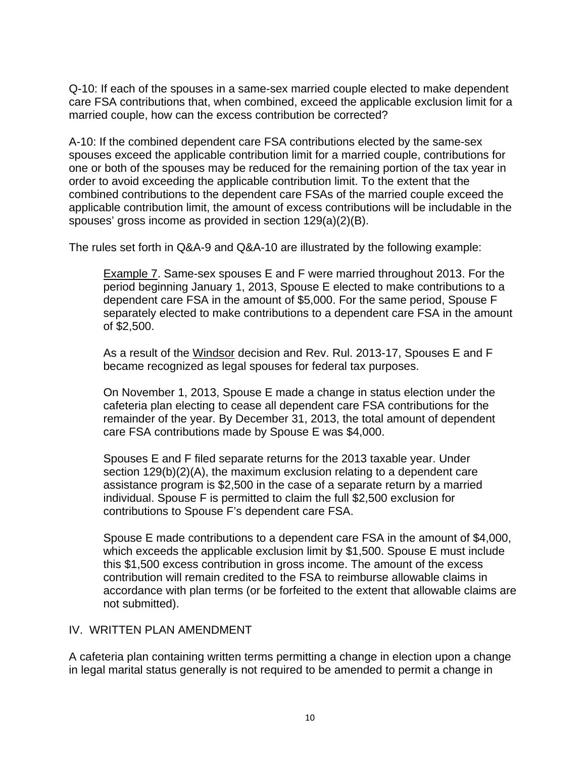Q-10: If each of the spouses in a same-sex married couple elected to make dependent care FSA contributions that, when combined, exceed the applicable exclusion limit for a married couple, how can the excess contribution be corrected?

A-10: If the combined dependent care FSA contributions elected by the same-sex spouses exceed the applicable contribution limit for a married couple, contributions for one or both of the spouses may be reduced for the remaining portion of the tax year in order to avoid exceeding the applicable contribution limit. To the extent that the combined contributions to the dependent care FSAs of the married couple exceed the applicable contribution limit, the amount of excess contributions will be includable in the spouses' gross income as provided in section 129(a)(2)(B).

The rules set forth in Q&A-9 and Q&A-10 are illustrated by the following example:

> Example 7. Same-sex spouses E and F were married throughout 2013. For the period beginning January 1, 2013, Spouse E elected to make contributions to a dependent care FSA in the amount of $5,000. For the same period, Spouse F separately elected to make contributions to a dependent care FSA in the amount of $2,500.
>
> As a result of the Windsor decision and Rev. Rul. 2013-17, Spouses E and F became recognized as legal spouses for federal tax purposes.
>
> On November 1, 2013, Spouse E made a change in status election under the cafeteria plan electing to cease all dependent care FSA contributions for the remainder of the year. By December 31, 2013, the total amount of dependent care FSA contributions made by Spouse E was $4,000.
>
> Spouses E and F filed separate returns for the 2013 taxable year. Under section 129(b)(2)(A), the maximum exclusion relating to a dependent care assistance program is $2,500 in the case of a separate return by a married individual. Spouse F is permitted to claim the full $2,500 exclusion for contributions to Spouse F's dependent care FSA.
>
> Spouse E made contributions to a dependent care FSA in the amount of $4,000, which exceeds the applicable exclusion limit by $1,500. Spouse E must include this $1,500 excess contribution in gross income. The amount of the excess contribution will remain credited to the FSA to reimburse allowable claims in accordance with plan terms (or be forfeited to the extent that allowable claims are not submitted).

## IV. WRITTEN PLAN AMENDMENT

A cafeteria plan containing written terms permitting a change in election upon a change in legal marital status generally is not required to be amended to permit a change in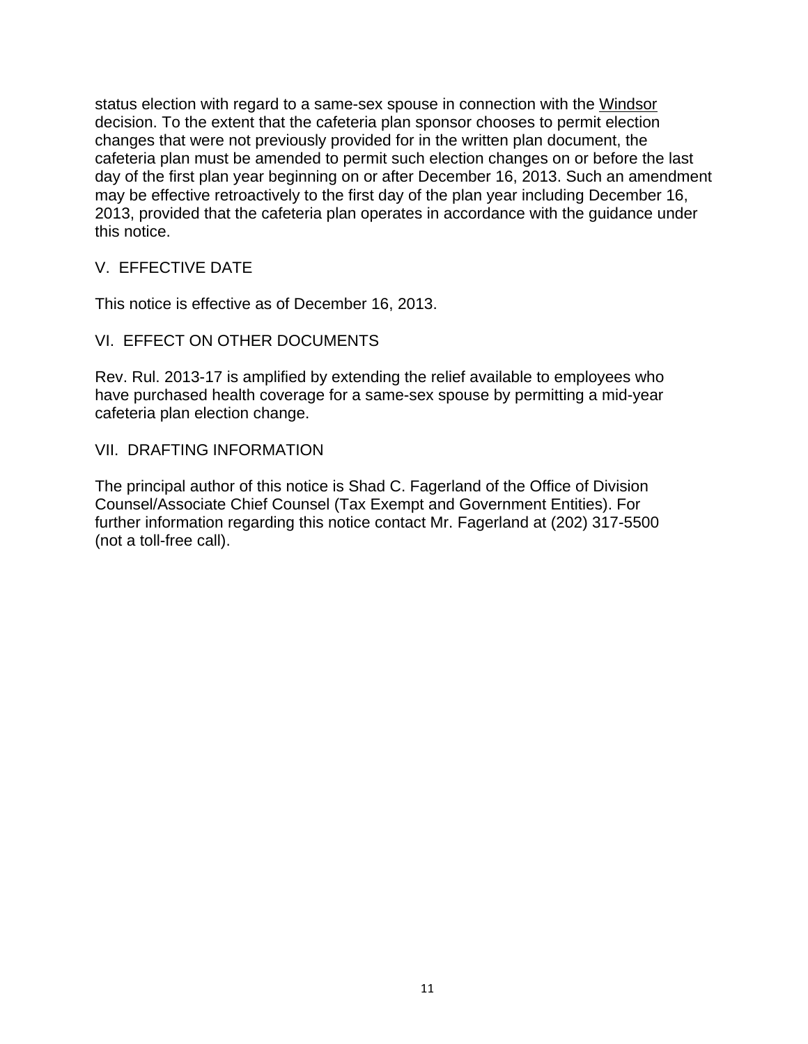status election with regard to a same-sex spouse in connection with the Windsor decision. To the extent that the cafeteria plan sponsor chooses to permit election changes that were not previously provided for in the written plan document, the cafeteria plan must be amended to permit such election changes on or before the last day of the first plan year beginning on or after December 16, 2013. Such an amendment may be effective retroactively to the first day of the plan year including December 16, 2013, provided that the cafeteria plan operates in accordance with the guidance under this notice.

## V. EFFECTIVE DATE

This notice is effective as of December 16, 2013.

## VI. EFFECT ON OTHER DOCUMENTS

Rev. Rul. 2013-17 is amplified by extending the relief available to employees who have purchased health coverage for a same-sex spouse by permitting a mid-year cafeteria plan election change.

## VII. DRAFTING INFORMATION

The principal author of this notice is Shad C. Fagerland of the Office of Division Counsel/Associate Chief Counsel (Tax Exempt and Government Entities). For further information regarding this notice contact Mr. Fagerland at (202) 317-5500 (not a toll-free call).